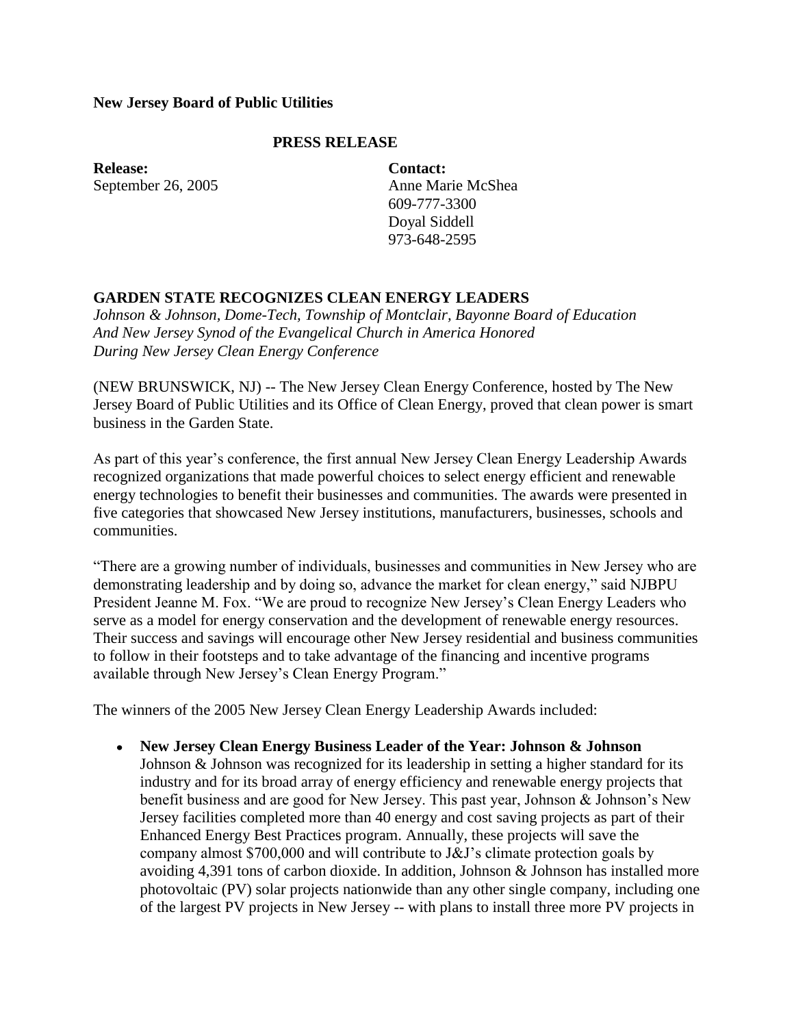**New Jersey Board of Public Utilities**

**PRESS RELEASE**

**Release:**
September 26, 2005

**Contact:**
Anne Marie McShea
609-777-3300
Doyal Siddell
973-648-2595

## GARDEN STATE RECOGNIZES CLEAN ENERGY LEADERS

*Johnson & Johnson, Dome-Tech, Township of Montclair, Bayonne Board of Education And New Jersey Synod of the Evangelical Church in America Honored During New Jersey Clean Energy Conference*

(NEW BRUNSWICK, NJ) -- The New Jersey Clean Energy Conference, hosted by The New Jersey Board of Public Utilities and its Office of Clean Energy, proved that clean power is smart business in the Garden State.

As part of this year's conference, the first annual New Jersey Clean Energy Leadership Awards recognized organizations that made powerful choices to select energy efficient and renewable energy technologies to benefit their businesses and communities. The awards were presented in five categories that showcased New Jersey institutions, manufacturers, businesses, schools and communities.

"There are a growing number of individuals, businesses and communities in New Jersey who are demonstrating leadership and by doing so, advance the market for clean energy," said NJBPU President Jeanne M. Fox. "We are proud to recognize New Jersey's Clean Energy Leaders who serve as a model for energy conservation and the development of renewable energy resources. Their success and savings will encourage other New Jersey residential and business communities to follow in their footsteps and to take advantage of the financing and incentive programs available through New Jersey's Clean Energy Program."

The winners of the 2005 New Jersey Clean Energy Leadership Awards included:

- **New Jersey Clean Energy Business Leader of the Year: Johnson & Johnson**
  Johnson & Johnson was recognized for its leadership in setting a higher standard for its industry and for its broad array of energy efficiency and renewable energy projects that benefit business and are good for New Jersey. This past year, Johnson & Johnson's New Jersey facilities completed more than 40 energy and cost saving projects as part of their Enhanced Energy Best Practices program. Annually, these projects will save the company almost $700,000 and will contribute to J&J's climate protection goals by avoiding 4,391 tons of carbon dioxide. In addition, Johnson & Johnson has installed more photovoltaic (PV) solar projects nationwide than any other single company, including one of the largest PV projects in New Jersey -- with plans to install three more PV projects in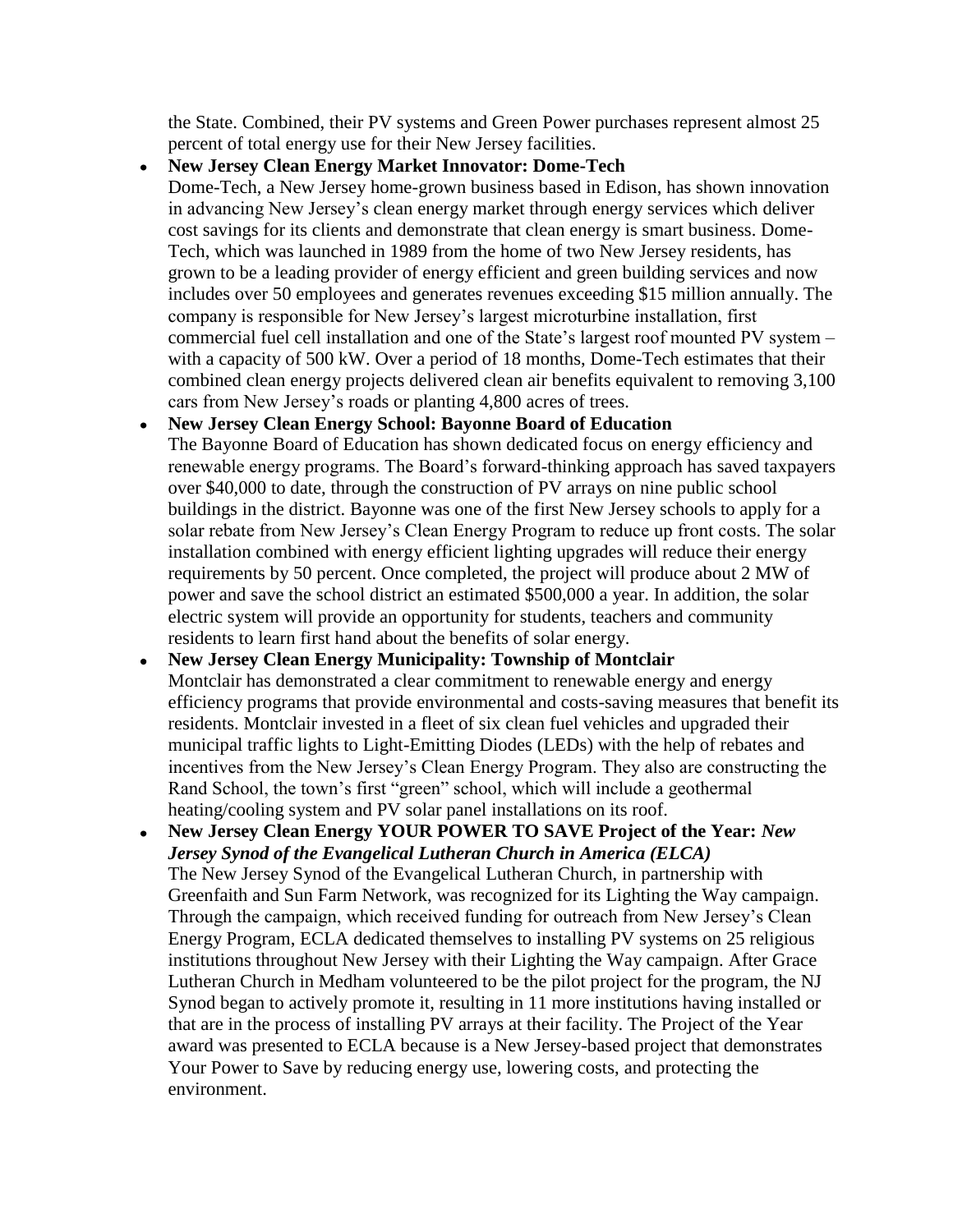the State. Combined, their PV systems and Green Power purchases represent almost 25 percent of total energy use for their New Jersey facilities.

- **New Jersey Clean Energy Market Innovator: Dome-Tech**
  Dome-Tech, a New Jersey home-grown business based in Edison, has shown innovation in advancing New Jersey's clean energy market through energy services which deliver cost savings for its clients and demonstrate that clean energy is smart business. Dome-Tech, which was launched in 1989 from the home of two New Jersey residents, has grown to be a leading provider of energy efficient and green building services and now includes over 50 employees and generates revenues exceeding $15 million annually. The company is responsible for New Jersey's largest microturbine installation, first commercial fuel cell installation and one of the State's largest roof mounted PV system – with a capacity of 500 kW. Over a period of 18 months, Dome-Tech estimates that their combined clean energy projects delivered clean air benefits equivalent to removing 3,100 cars from New Jersey's roads or planting 4,800 acres of trees.
- **New Jersey Clean Energy School: Bayonne Board of Education**
  The Bayonne Board of Education has shown dedicated focus on energy efficiency and renewable energy programs. The Board's forward-thinking approach has saved taxpayers over $40,000 to date, through the construction of PV arrays on nine public school buildings in the district. Bayonne was one of the first New Jersey schools to apply for a solar rebate from New Jersey's Clean Energy Program to reduce up front costs. The solar installation combined with energy efficient lighting upgrades will reduce their energy requirements by 50 percent. Once completed, the project will produce about 2 MW of power and save the school district an estimated $500,000 a year. In addition, the solar electric system will provide an opportunity for students, teachers and community residents to learn first hand about the benefits of solar energy.
- **New Jersey Clean Energy Municipality: Township of Montclair**
  Montclair has demonstrated a clear commitment to renewable energy and energy efficiency programs that provide environmental and costs-saving measures that benefit its residents. Montclair invested in a fleet of six clean fuel vehicles and upgraded their municipal traffic lights to Light-Emitting Diodes (LEDs) with the help of rebates and incentives from the New Jersey's Clean Energy Program. They also are constructing the Rand School, the town's first "green" school, which will include a geothermal heating/cooling system and PV solar panel installations on its roof.
- **New Jersey Clean Energy YOUR POWER TO SAVE Project of the Year:** ***New Jersey Synod of the Evangelical Lutheran Church in America (ELCA)***
  The New Jersey Synod of the Evangelical Lutheran Church, in partnership with Greenfaith and Sun Farm Network, was recognized for its Lighting the Way campaign. Through the campaign, which received funding for outreach from New Jersey's Clean Energy Program, ECLA dedicated themselves to installing PV systems on 25 religious institutions throughout New Jersey with their Lighting the Way campaign. After Grace Lutheran Church in Medham volunteered to be the pilot project for the program, the NJ Synod began to actively promote it, resulting in 11 more institutions having installed or that are in the process of installing PV arrays at their facility. The Project of the Year award was presented to ECLA because is a New Jersey-based project that demonstrates Your Power to Save by reducing energy use, lowering costs, and protecting the environment.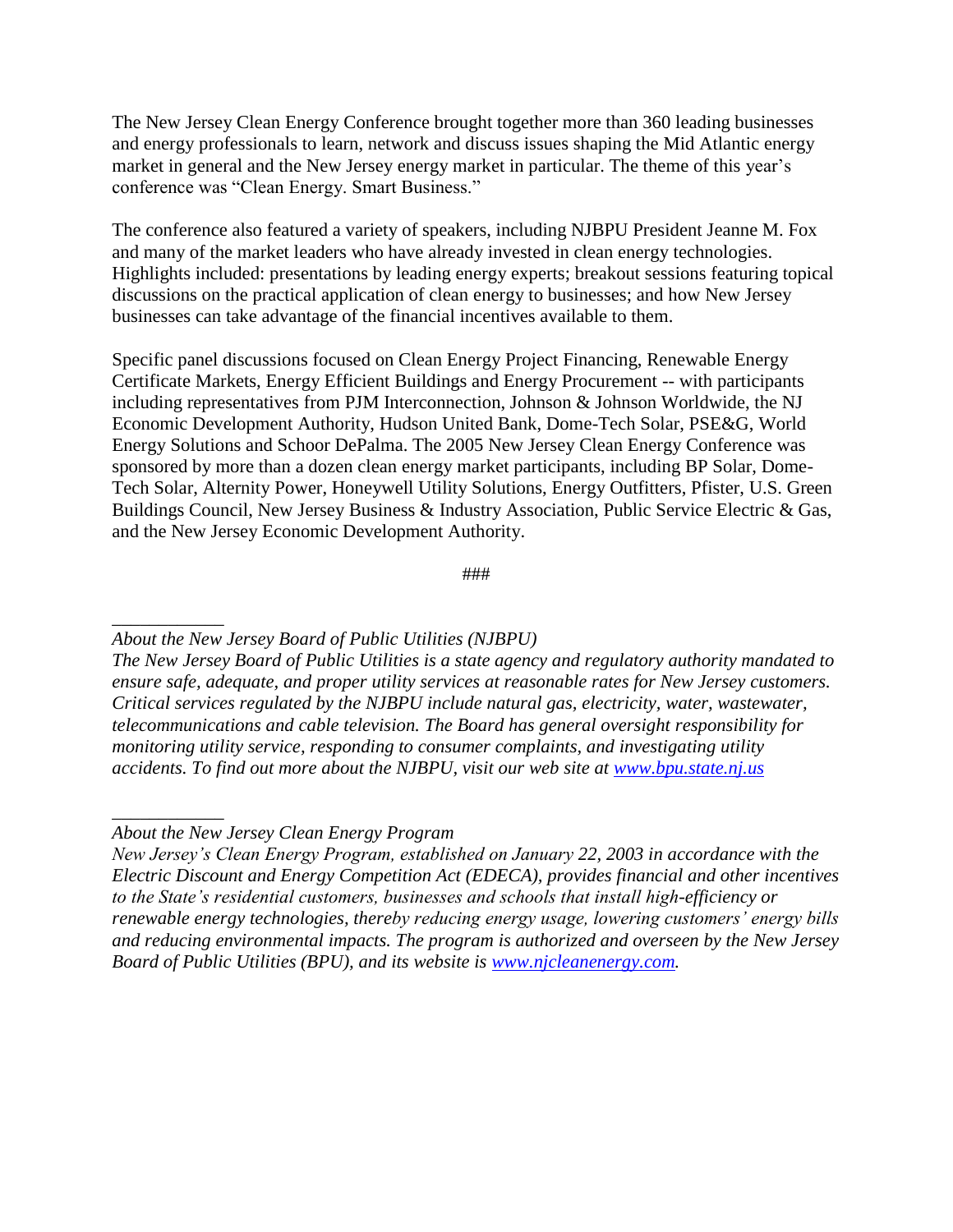The New Jersey Clean Energy Conference brought together more than 360 leading businesses and energy professionals to learn, network and discuss issues shaping the Mid Atlantic energy market in general and the New Jersey energy market in particular. The theme of this year's conference was "Clean Energy. Smart Business."

The conference also featured a variety of speakers, including NJBPU President Jeanne M. Fox and many of the market leaders who have already invested in clean energy technologies. Highlights included: presentations by leading energy experts; breakout sessions featuring topical discussions on the practical application of clean energy to businesses; and how New Jersey businesses can take advantage of the financial incentives available to them.

Specific panel discussions focused on Clean Energy Project Financing, Renewable Energy Certificate Markets, Energy Efficient Buildings and Energy Procurement -- with participants including representatives from PJM Interconnection, Johnson & Johnson Worldwide, the NJ Economic Development Authority, Hudson United Bank, Dome-Tech Solar, PSE&G, World Energy Solutions and Schoor DePalma. The 2005 New Jersey Clean Energy Conference was sponsored by more than a dozen clean energy market participants, including BP Solar, Dome-Tech Solar, Alternity Power, Honeywell Utility Solutions, Energy Outfitters, Pfister, U.S. Green Buildings Council, New Jersey Business & Industry Association, Public Service Electric & Gas, and the New Jersey Economic Development Authority.

###

---

*About the New Jersey Board of Public Utilities (NJBPU)*
*The New Jersey Board of Public Utilities is a state agency and regulatory authority mandated to ensure safe, adequate, and proper utility services at reasonable rates for New Jersey customers. Critical services regulated by the NJBPU include natural gas, electricity, water, wastewater, telecommunications and cable television. The Board has general oversight responsibility for monitoring utility service, responding to consumer complaints, and investigating utility accidents. To find out more about the NJBPU, visit our web site at [www.bpu.state.nj.us](http://www.bpu.state.nj.us)*

---

*About the New Jersey Clean Energy Program*
*New Jersey's Clean Energy Program, established on January 22, 2003 in accordance with the Electric Discount and Energy Competition Act (EDECA), provides financial and other incentives to the State's residential customers, businesses and schools that install high-efficiency or renewable energy technologies, thereby reducing energy usage, lowering customers' energy bills and reducing environmental impacts. The program is authorized and overseen by the New Jersey Board of Public Utilities (BPU), and its website is [www.njcleanenergy.com](http://www.njcleanenergy.com).*